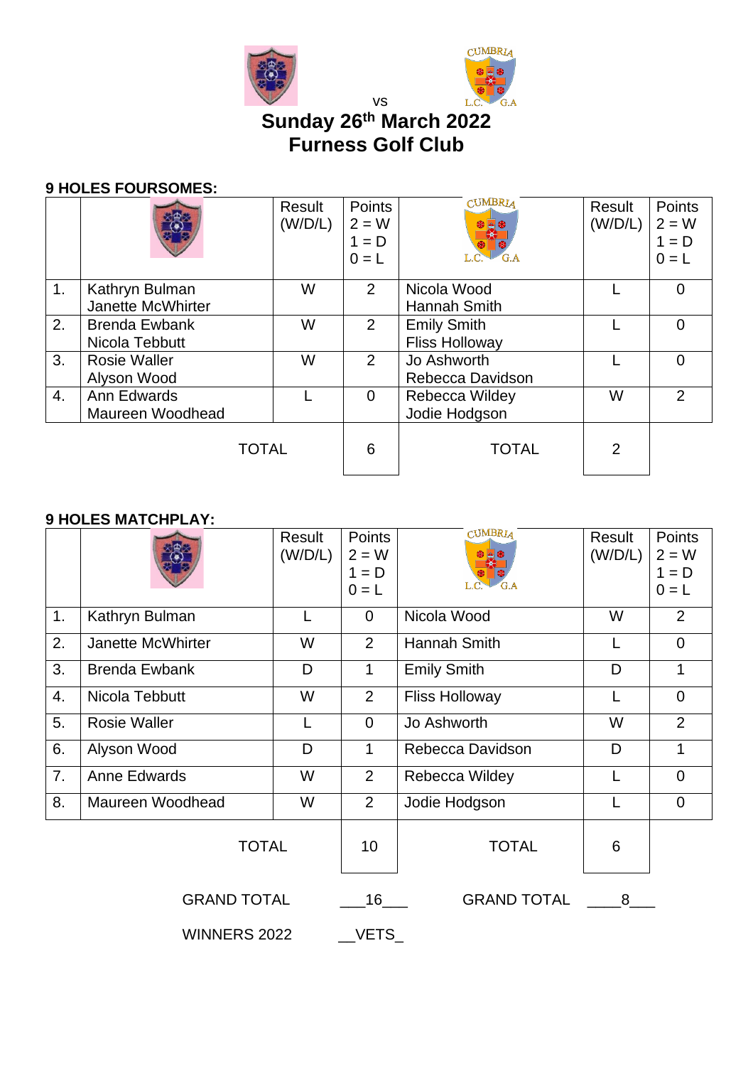vs

# Sunday 26th March 2022
# Furness Golf Club

**9 HOLES FOURSOMES:**

| | | Result (W/D/L) | Points 2 = W 1 = D 0 = L | CUMBRIA L.C. G.A | Result (W/D/L) | Points 2 = W 1 = D 0 = L |
|---|---|---|---|---|---|---|
| 1. | Kathryn Bulman<br>Janette McWhirter | W | 2 | Nicola Wood<br>Hannah Smith | L | 0 |
| 2. | Brenda Ewbank<br>Nicola Tebbutt | W | 2 | Emily Smith<br>Fliss Holloway | L | 0 |
| 3. | Rosie Waller<br>Alyson Wood | W | 2 | Jo Ashworth<br>Rebecca Davidson | L | 0 |
| 4. | Ann Edwards<br>Maureen Woodhead | L | 0 | Rebecca Wildey<br>Jodie Hodgson | W | 2 |
| | | TOTAL | 6 | TOTAL | 2 | |

**9 HOLES MATCHPLAY:**

| | | Result (W/D/L) | Points 2 = W 1 = D 0 = L | CUMBRIA L.C. G.A | Result (W/D/L) | Points 2 = W 1 = D 0 = L |
|---|---|---|---|---|---|---|
| 1. | Kathryn Bulman | L | 0 | Nicola Wood | W | 2 |
| 2. | Janette McWhirter | W | 2 | Hannah Smith | L | 0 |
| 3. | Brenda Ewbank | D | 1 | Emily Smith | D | 1 |
| 4. | Nicola Tebbutt | W | 2 | Fliss Holloway | L | 0 |
| 5. | Rosie Waller | L | 0 | Jo Ashworth | W | 2 |
| 6. | Alyson Wood | D | 1 | Rebecca Davidson | D | 1 |
| 7. | Anne Edwards | W | 2 | Rebecca Wildey | L | 0 |
| 8. | Maureen Woodhead | W | 2 | Jodie Hodgson | L | 0 |
| | | TOTAL | 10 | TOTAL | 6 | |

GRAND TOTAL ___16___ GRAND TOTAL ____8___

WINNERS 2022 __VETS_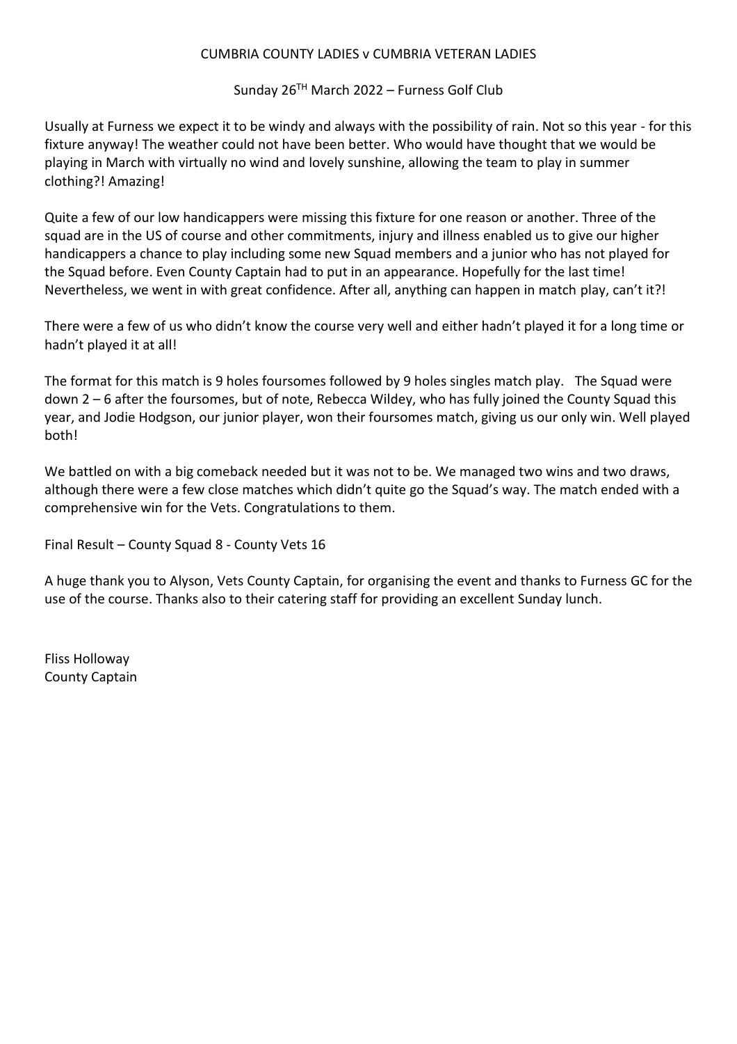CUMBRIA COUNTY LADIES v CUMBRIA VETERAN LADIES

Sunday 26TH March 2022 – Furness Golf Club

Usually at Furness we expect it to be windy and always with the possibility of rain. Not so this year - for this fixture anyway! The weather could not have been better. Who would have thought that we would be playing in March with virtually no wind and lovely sunshine, allowing the team to play in summer clothing?! Amazing!

Quite a few of our low handicappers were missing this fixture for one reason or another. Three of the squad are in the US of course and other commitments, injury and illness enabled us to give our higher handicappers a chance to play including some new Squad members and a junior who has not played for the Squad before. Even County Captain had to put in an appearance. Hopefully for the last time! Nevertheless, we went in with great confidence. After all, anything can happen in match play, can't it?!

There were a few of us who didn't know the course very well and either hadn't played it for a long time or hadn't played it at all!

The format for this match is 9 holes foursomes followed by 9 holes singles match play. The Squad were down 2 – 6 after the foursomes, but of note, Rebecca Wildey, who has fully joined the County Squad this year, and Jodie Hodgson, our junior player, won their foursomes match, giving us our only win. Well played both!

We battled on with a big comeback needed but it was not to be. We managed two wins and two draws, although there were a few close matches which didn't quite go the Squad's way. The match ended with a comprehensive win for the Vets. Congratulations to them.

Final Result – County Squad 8 - County Vets 16

A huge thank you to Alyson, Vets County Captain, for organising the event and thanks to Furness GC for the use of the course. Thanks also to their catering staff for providing an excellent Sunday lunch.

Fliss Holloway  
County Captain